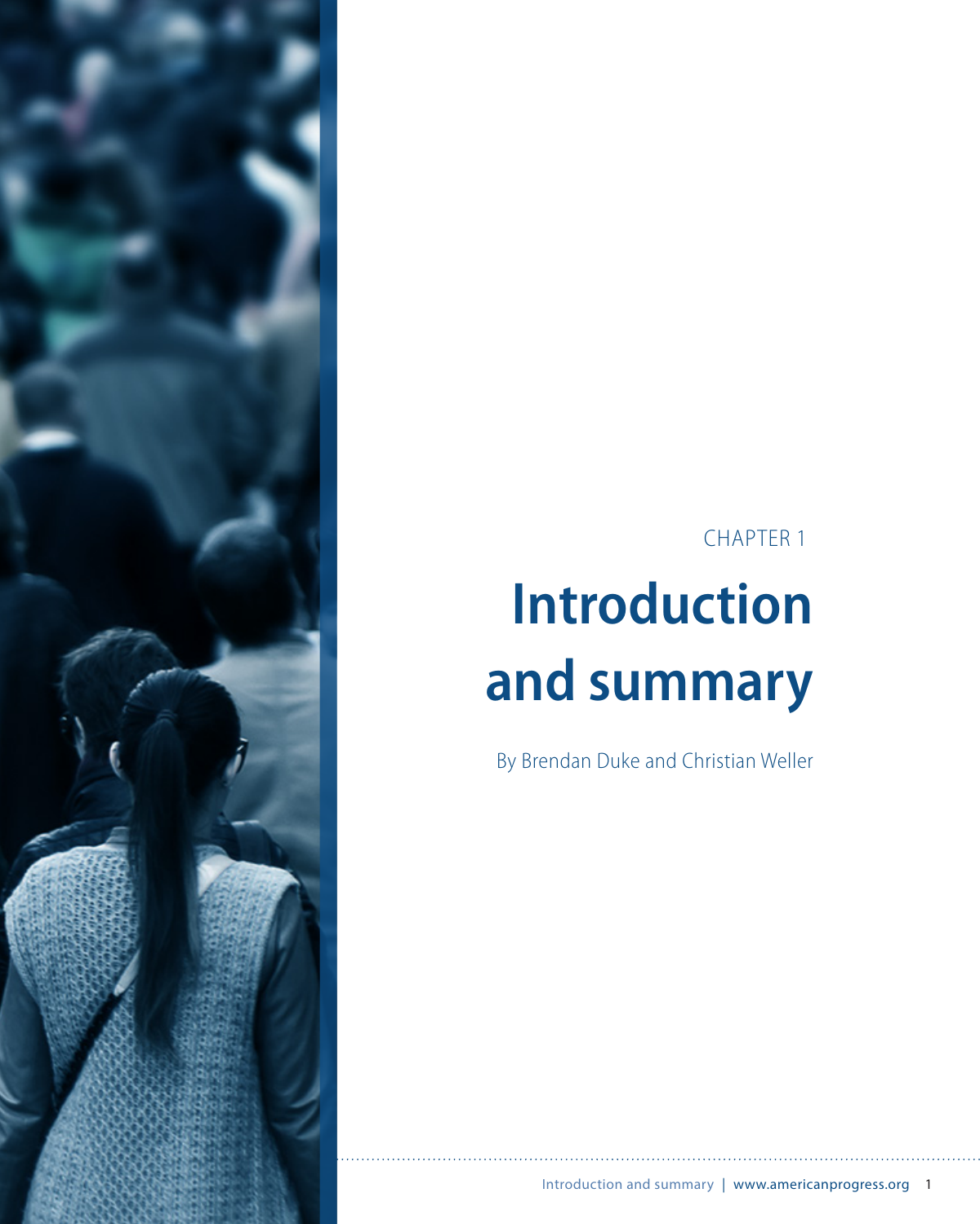CHAPTER 1

# Introduction and summary

By Brendan Duke and Christian Weller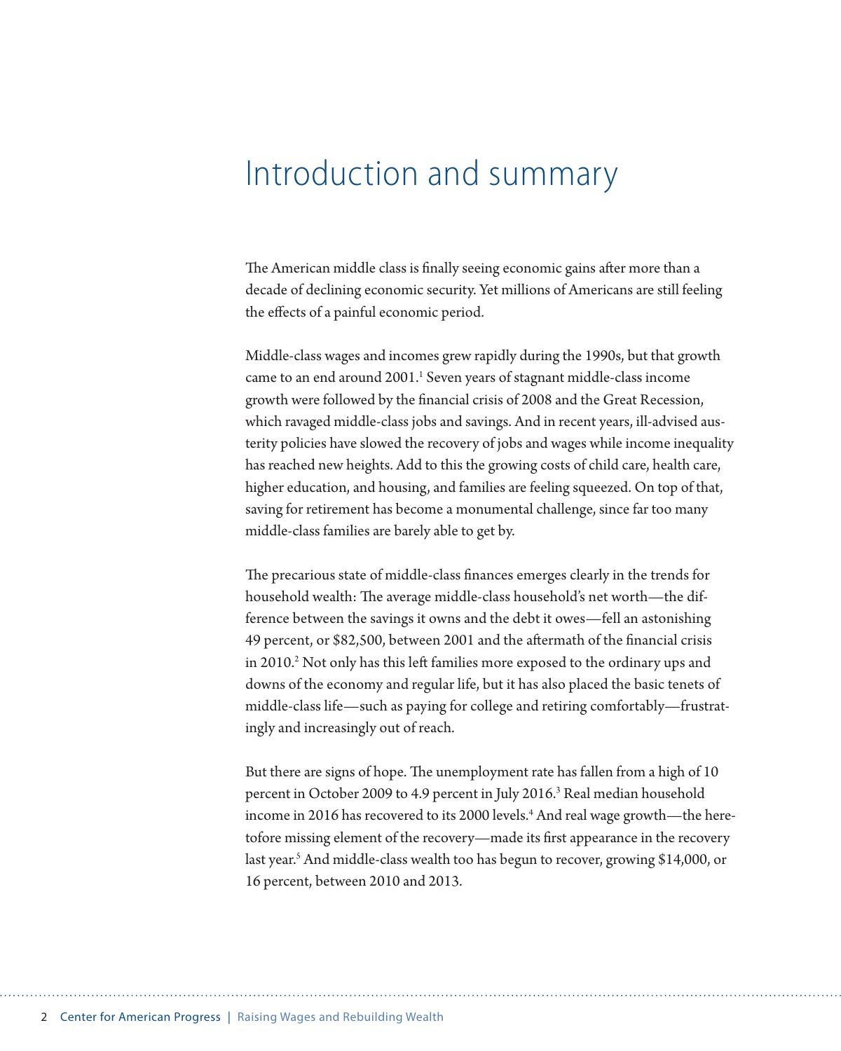# Introduction and summary

The American middle class is finally seeing economic gains after more than a decade of declining economic security. Yet millions of Americans are still feeling the effects of a painful economic period.

Middle-class wages and incomes grew rapidly during the 1990s, but that growth came to an end around 2001.[1] Seven years of stagnant middle-class income growth were followed by the financial crisis of 2008 and the Great Recession, which ravaged middle-class jobs and savings. And in recent years, ill-advised austerity policies have slowed the recovery of jobs and wages while income inequality has reached new heights. Add to this the growing costs of child care, health care, higher education, and housing, and families are feeling squeezed. On top of that, saving for retirement has become a monumental challenge, since far too many middle-class families are barely able to get by.

The precarious state of middle-class finances emerges clearly in the trends for household wealth: The average middle-class household's net worth—the difference between the savings it owns and the debt it owes—fell an astonishing 49 percent, or $82,500, between 2001 and the aftermath of the financial crisis in 2010.[2] Not only has this left families more exposed to the ordinary ups and downs of the economy and regular life, but it has also placed the basic tenets of middle-class life—such as paying for college and retiring comfortably—frustratingly and increasingly out of reach.

But there are signs of hope. The unemployment rate has fallen from a high of 10 percent in October 2009 to 4.9 percent in July 2016.[3] Real median household income in 2016 has recovered to its 2000 levels.[4] And real wage growth—the heretofore missing element of the recovery—made its first appearance in the recovery last year.[5] And middle-class wealth too has begun to recover, growing $14,000, or 16 percent, between 2010 and 2013.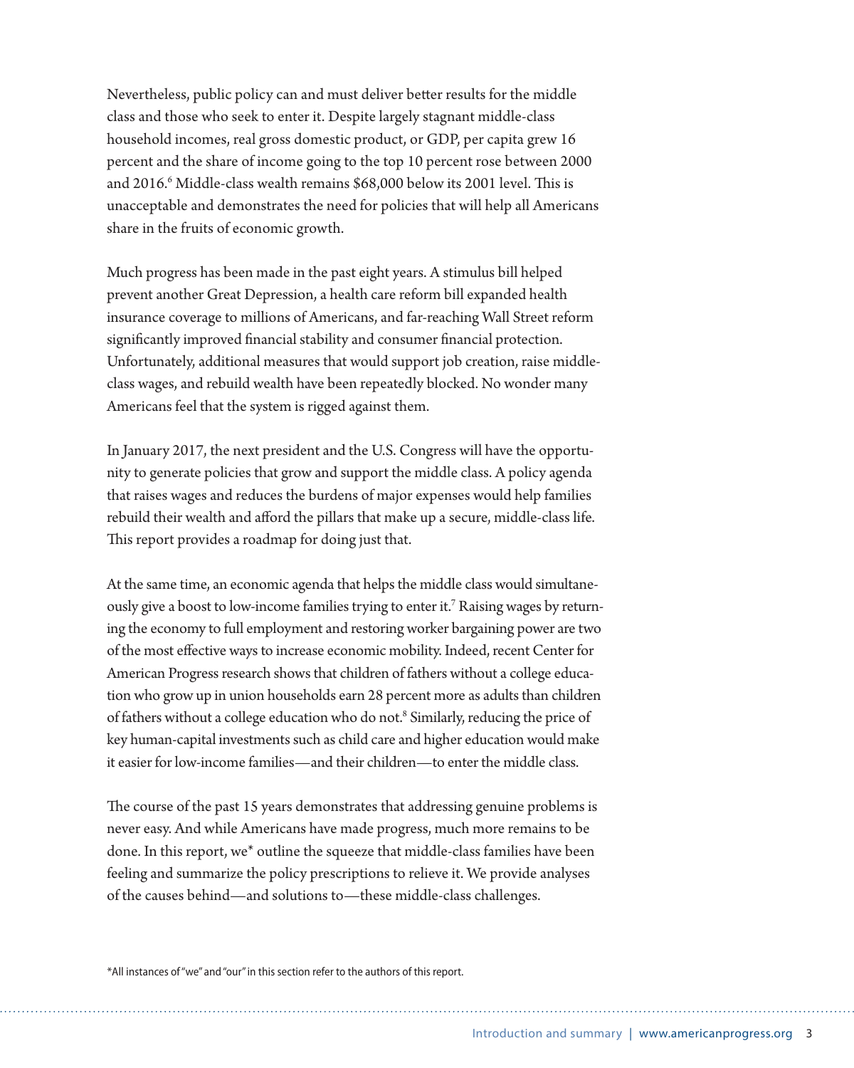Nevertheless, public policy can and must deliver better results for the middle class and those who seek to enter it. Despite largely stagnant middle-class household incomes, real gross domestic product, or GDP, per capita grew 16 percent and the share of income going to the top 10 percent rose between 2000 and 2016.[6] Middle-class wealth remains $68,000 below its 2001 level. This is unacceptable and demonstrates the need for policies that will help all Americans share in the fruits of economic growth.

Much progress has been made in the past eight years. A stimulus bill helped prevent another Great Depression, a health care reform bill expanded health insurance coverage to millions of Americans, and far-reaching Wall Street reform significantly improved financial stability and consumer financial protection. Unfortunately, additional measures that would support job creation, raise middle-class wages, and rebuild wealth have been repeatedly blocked. No wonder many Americans feel that the system is rigged against them.

In January 2017, the next president and the U.S. Congress will have the opportunity to generate policies that grow and support the middle class. A policy agenda that raises wages and reduces the burdens of major expenses would help families rebuild their wealth and afford the pillars that make up a secure, middle-class life. This report provides a roadmap for doing just that.

At the same time, an economic agenda that helps the middle class would simultaneously give a boost to low-income families trying to enter it.[7] Raising wages by returning the economy to full employment and restoring worker bargaining power are two of the most effective ways to increase economic mobility. Indeed, recent Center for American Progress research shows that children of fathers without a college education who grow up in union households earn 28 percent more as adults than children of fathers without a college education who do not.[8] Similarly, reducing the price of key human-capital investments such as child care and higher education would make it easier for low-income families—and their children—to enter the middle class.

The course of the past 15 years demonstrates that addressing genuine problems is never easy. And while Americans have made progress, much more remains to be done. In this report, we* outline the squeeze that middle-class families have been feeling and summarize the policy prescriptions to relieve it. We provide analyses of the causes behind—and solutions to—these middle-class challenges.

*All instances of "we" and "our" in this section refer to the authors of this report.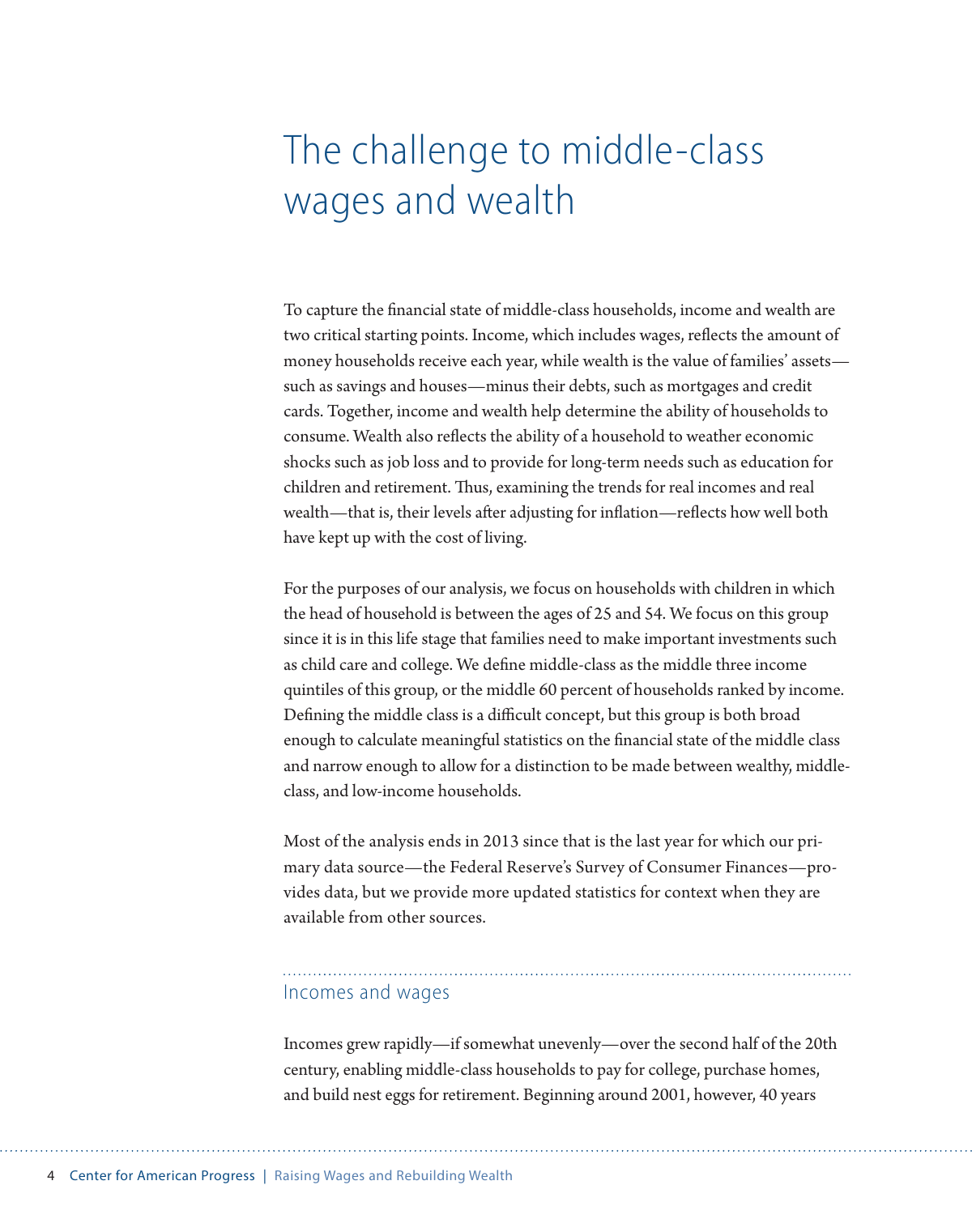# The challenge to middle-class wages and wealth

To capture the financial state of middle-class households, income and wealth are two critical starting points. Income, which includes wages, reflects the amount of money households receive each year, while wealth is the value of families' assets—such as savings and houses—minus their debts, such as mortgages and credit cards. Together, income and wealth help determine the ability of households to consume. Wealth also reflects the ability of a household to weather economic shocks such as job loss and to provide for long-term needs such as education for children and retirement. Thus, examining the trends for real incomes and real wealth—that is, their levels after adjusting for inflation—reflects how well both have kept up with the cost of living.

For the purposes of our analysis, we focus on households with children in which the head of household is between the ages of 25 and 54. We focus on this group since it is in this life stage that families need to make important investments such as child care and college. We define middle-class as the middle three income quintiles of this group, or the middle 60 percent of households ranked by income. Defining the middle class is a difficult concept, but this group is both broad enough to calculate meaningful statistics on the financial state of the middle class and narrow enough to allow for a distinction to be made between wealthy, middle-class, and low-income households.

Most of the analysis ends in 2013 since that is the last year for which our primary data source—the Federal Reserve's Survey of Consumer Finances—provides data, but we provide more updated statistics for context when they are available from other sources.

## Incomes and wages

Incomes grew rapidly—if somewhat unevenly—over the second half of the 20th century, enabling middle-class households to pay for college, purchase homes, and build nest eggs for retirement. Beginning around 2001, however, 40 years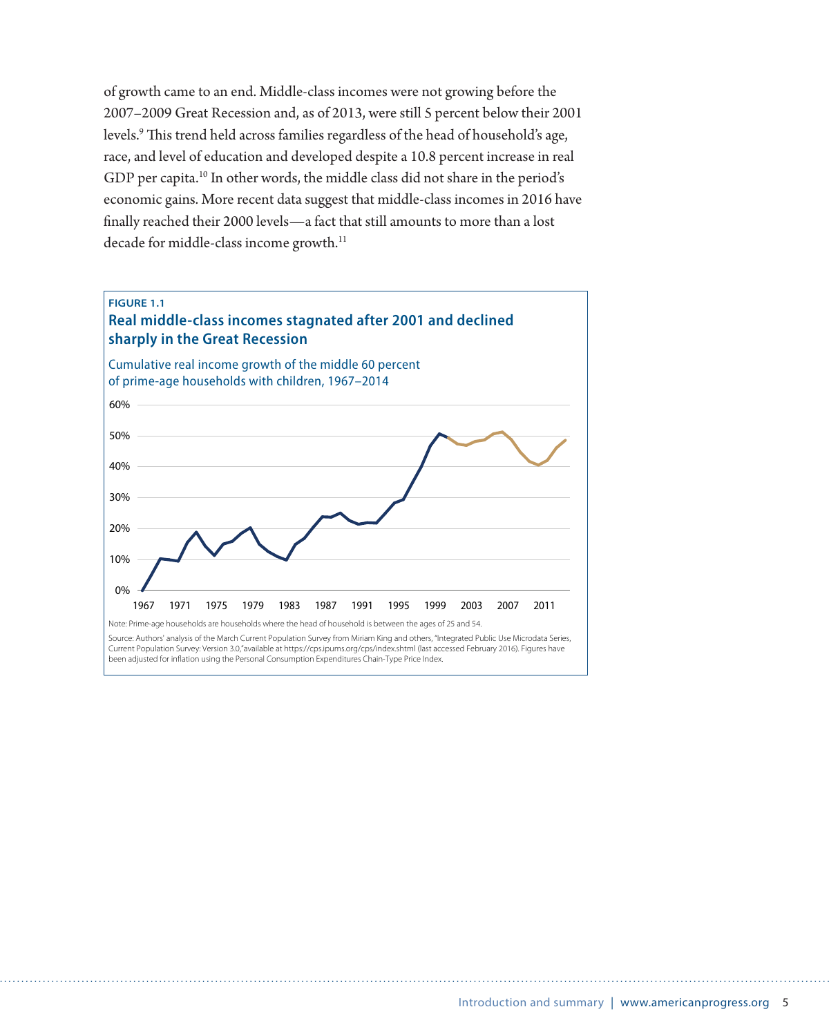of growth came to an end. Middle-class incomes were not growing before the 2007–2009 Great Recession and, as of 2013, were still 5 percent below their 2001 levels.[9] This trend held across families regardless of the head of household's age, race, and level of education and developed despite a 10.8 percent increase in real GDP per capita.[10] In other words, the middle class did not share in the period's economic gains. More recent data suggest that middle-class incomes in 2016 have finally reached their 2000 levels—a fact that still amounts to more than a lost decade for middle-class income growth.[11]

**FIGURE 1.1**

**Real middle-class incomes stagnated after 2001 and declined sharply in the Great Recession**

Cumulative real income growth of the middle 60 percent of prime-age households with children, 1967–2014

Note: Prime-age households are households where the head of household is between the ages of 25 and 54.

Source: Authors' analysis of the March Current Population Survey from Miriam King and others, "Integrated Public Use Microdata Series, Current Population Survey: Version 3.0," available at https://cps.ipums.org/cps/index.shtml (last accessed February 2016). Figures have been adjusted for inflation using the Personal Consumption Expenditures Chain-Type Price Index.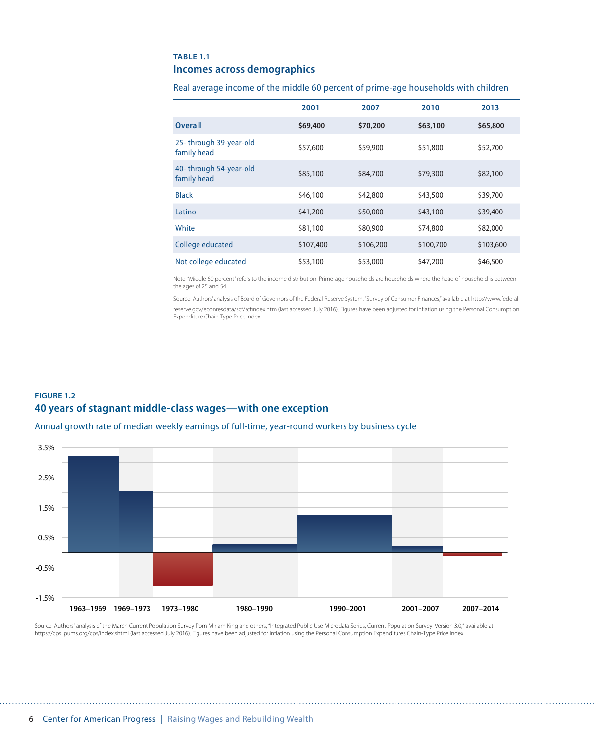**TABLE 1.1**

**Incomes across demographics**

Real average income of the middle 60 percent of prime-age households with children

| | 2001 | 2007 | 2010 | 2013 |
|---|---|---|---|---|
| **Overall** | **$69,400** | **$70,200** | **$63,100** | **$65,800** |
| 25- through 39-year-old family head | $57,600 | $59,900 | $51,800 | $52,700 |
| 40- through 54-year-old family head | $85,100 | $84,700 | $79,300 | $82,100 |
| Black | $46,100 | $42,800 | $43,500 | $39,700 |
| Latino | $41,200 | $50,000 | $43,100 | $39,400 |
| White | $81,100 | $80,900 | $74,800 | $82,000 |
| College educated | $107,400 | $106,200 | $100,700 | $103,600 |
| Not college educated | $53,100 | $53,000 | $47,200 | $46,500 |

Note: "Middle 60 percent" refers to the income distribution. Prime-age households are households where the head of household is between the ages of 25 and 54.

Source: Authors' analysis of Board of Governors of the Federal Reserve System, "Survey of Consumer Finances," available at http://www.federalreserve.gov/econresdata/scf/scfindex.htm (last accessed July 2016). Figures have been adjusted for inflation using the Personal Consumption Expenditure Chain-Type Price Index.

**FIGURE 1.2**

**40 years of stagnant middle-class wages—with one exception**

Annual growth rate of median weekly earnings of full-time, year-round workers by business cycle

Source: Authors' analysis of the March Current Population Survey from Miriam King and others, "Integrated Public Use Microdata Series, Current Population Survey: Version 3.0," available at https://cps.ipums.org/cps/index.shtml (last accessed July 2016). Figures have been adjusted for inflation using the Personal Consumption Expenditures Chain-Type Price Index.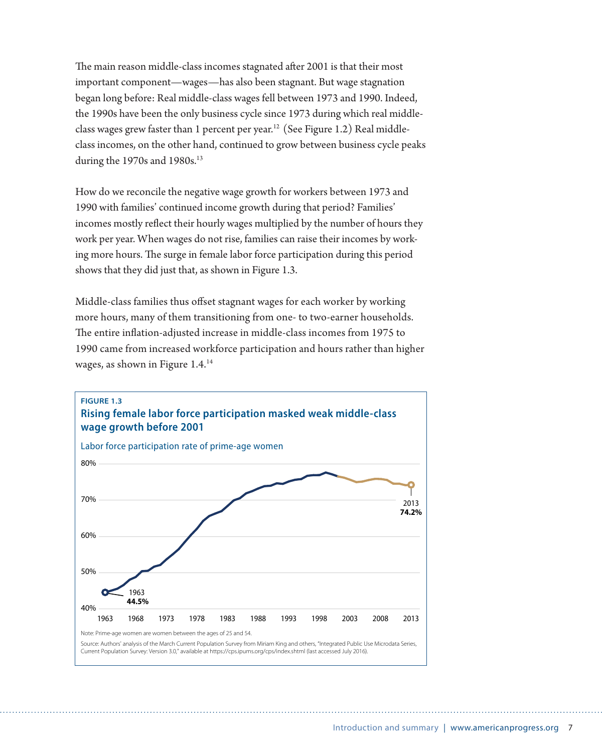The main reason middle-class incomes stagnated after 2001 is that their most important component—wages—has also been stagnant. But wage stagnation began long before: Real middle-class wages fell between 1973 and 1990. Indeed, the 1990s have been the only business cycle since 1973 during which real middle-class wages grew faster than 1 percent per year.[12] (See Figure 1.2) Real middle-class incomes, on the other hand, continued to grow between business cycle peaks during the 1970s and 1980s.[13]

How do we reconcile the negative wage growth for workers between 1973 and 1990 with families' continued income growth during that period? Families' incomes mostly reflect their hourly wages multiplied by the number of hours they work per year. When wages do not rise, families can raise their incomes by working more hours. The surge in female labor force participation during this period shows that they did just that, as shown in Figure 1.3.

Middle-class families thus offset stagnant wages for each worker by working more hours, many of them transitioning from one- to two-earner households. The entire inflation-adjusted increase in middle-class incomes from 1975 to 1990 came from increased workforce participation and hours rather than higher wages, as shown in Figure 1.4.[14]

**FIGURE 1.3**

**Rising female labor force participation masked weak middle-class wage growth before 2001**

Labor force participation rate of prime-age women

1963: 44.5%
2013: 74.2%

Note: Prime-age women are women between the ages of 25 and 54.

Source: Authors' analysis of the March Current Population Survey from Miriam King and others, "Integrated Public Use Microdata Series, Current Population Survey: Version 3.0," available at https://cps.ipums.org/cps/index.shtml (last accessed July 2016).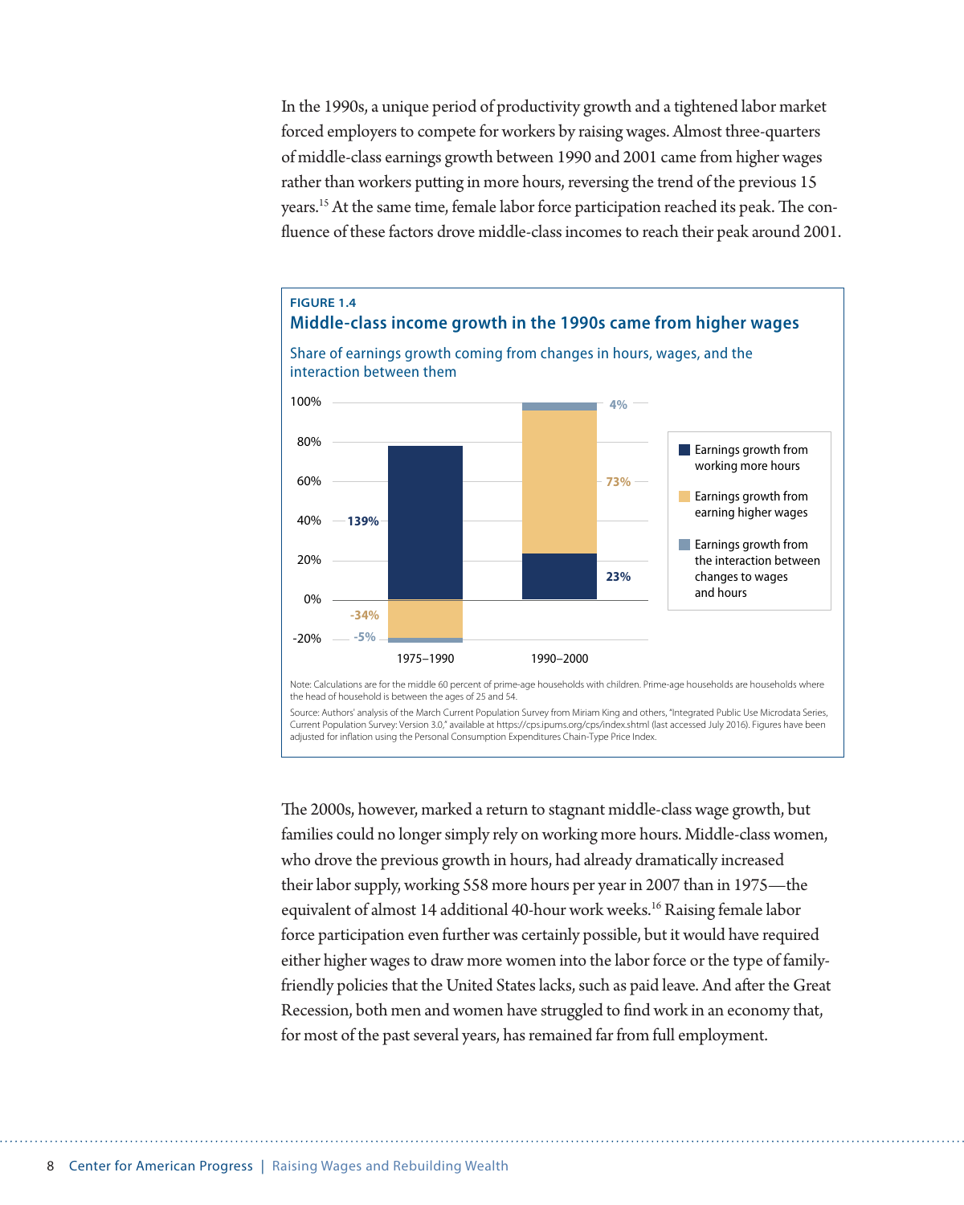In the 1990s, a unique period of productivity growth and a tightened labor market forced employers to compete for workers by raising wages. Almost three-quarters of middle-class earnings growth between 1990 and 2001 came from higher wages rather than workers putting in more hours, reversing the trend of the previous 15 years.[15] At the same time, female labor force participation reached its peak. The confluence of these factors drove middle-class incomes to reach their peak around 2001.

**FIGURE 1.4**

**Middle-class income growth in the 1990s came from higher wages**

Share of earnings growth coming from changes in hours, wages, and the interaction between them

| | 1975–1990 | 1990–2000 |
|---|---|---|
| Earnings growth from working more hours | 139% | 23% |
| Earnings growth from earning higher wages | -34% | 73% |
| Earnings growth from the interaction between changes to wages and hours | -5% | 4% |

Note: Calculations are for the middle 60 percent of prime-age households with children. Prime-age households are households where the head of household is between the ages of 25 and 54.

Source: Authors' analysis of the March Current Population Survey from Miriam King and others, "Integrated Public Use Microdata Series, Current Population Survey: Version 3.0," available at https://cps.ipums.org/cps/index.shtml (last accessed July 2016). Figures have been adjusted for inflation using the Personal Consumption Expenditures Chain-Type Price Index.

The 2000s, however, marked a return to stagnant middle-class wage growth, but families could no longer simply rely on working more hours. Middle-class women, who drove the previous growth in hours, had already dramatically increased their labor supply, working 558 more hours per year in 2007 than in 1975—the equivalent of almost 14 additional 40-hour work weeks.[16] Raising female labor force participation even further was certainly possible, but it would have required either higher wages to draw more women into the labor force or the type of family-friendly policies that the United States lacks, such as paid leave. And after the Great Recession, both men and women have struggled to find work in an economy that, for most of the past several years, has remained far from full employment.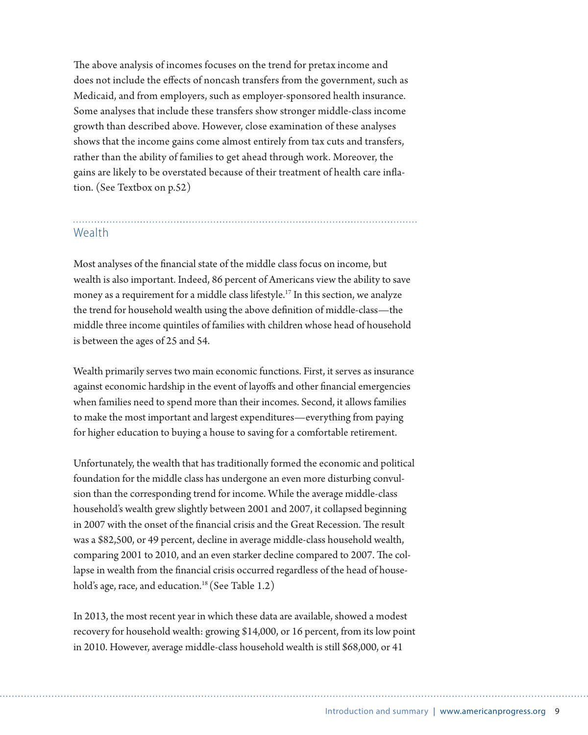The above analysis of incomes focuses on the trend for pretax income and does not include the effects of noncash transfers from the government, such as Medicaid, and from employers, such as employer-sponsored health insurance. Some analyses that include these transfers show stronger middle-class income growth than described above. However, close examination of these analyses shows that the income gains come almost entirely from tax cuts and transfers, rather than the ability of families to get ahead through work. Moreover, the gains are likely to be overstated because of their treatment of health care inflation. (See Textbox on p.52)

## Wealth

Most analyses of the financial state of the middle class focus on income, but wealth is also important. Indeed, 86 percent of Americans view the ability to save money as a requirement for a middle class lifestyle.[17] In this section, we analyze the trend for household wealth using the above definition of middle-class—the middle three income quintiles of families with children whose head of household is between the ages of 25 and 54.

Wealth primarily serves two main economic functions. First, it serves as insurance against economic hardship in the event of layoffs and other financial emergencies when families need to spend more than their incomes. Second, it allows families to make the most important and largest expenditures—everything from paying for higher education to buying a house to saving for a comfortable retirement.

Unfortunately, the wealth that has traditionally formed the economic and political foundation for the middle class has undergone an even more disturbing convulsion than the corresponding trend for income. While the average middle-class household's wealth grew slightly between 2001 and 2007, it collapsed beginning in 2007 with the onset of the financial crisis and the Great Recession. The result was a \$82,500, or 49 percent, decline in average middle-class household wealth, comparing 2001 to 2010, and an even starker decline compared to 2007. The collapse in wealth from the financial crisis occurred regardless of the head of household's age, race, and education.[18] (See Table 1.2)

In 2013, the most recent year in which these data are available, showed a modest recovery for household wealth: growing \$14,000, or 16 percent, from its low point in 2010. However, average middle-class household wealth is still \$68,000, or 41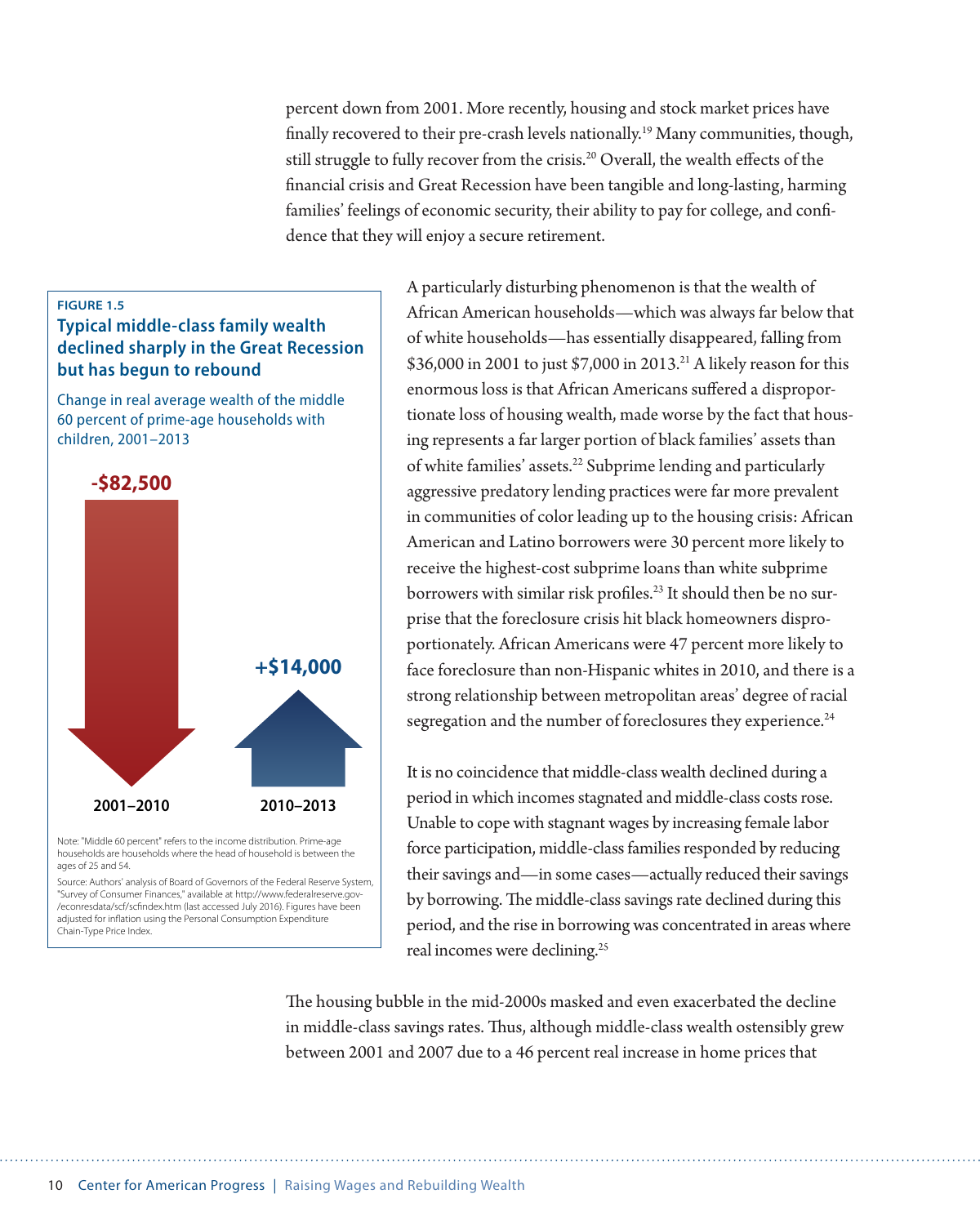percent down from 2001. More recently, housing and stock market prices have finally recovered to their pre-crash levels nationally.[19] Many communities, though, still struggle to fully recover from the crisis.[20] Overall, the wealth effects of the financial crisis and Great Recession have been tangible and long-lasting, harming families' feelings of economic security, their ability to pay for college, and confidence that they will enjoy a secure retirement.

**FIGURE 1.5**

**Typical middle-class family wealth declined sharply in the Great Recession but has begun to rebound**

Change in real average wealth of the middle 60 percent of prime-age households with children, 2001–2013

| 2001–2010 | 2010–2013 |
| --- | --- |
| -$82,500 | +$14,000 |

Note: "Middle 60 percent" refers to the income distribution. Prime-age households are households where the head of household is between the ages of 25 and 54.

Source: Authors' analysis of Board of Governors of the Federal Reserve System, "Survey of Consumer Finances," available at http://www.federalreserve.gov/econresdata/scf/scfindex.htm (last accessed July 2016). Figures have been adjusted for inflation using the Personal Consumption Expenditure Chain-Type Price Index.

A particularly disturbing phenomenon is that the wealth of African American households—which was always far below that of white households—has essentially disappeared, falling from $36,000 in 2001 to just $7,000 in 2013.[21] A likely reason for this enormous loss is that African Americans suffered a disproportionate loss of housing wealth, made worse by the fact that housing represents a far larger portion of black families' assets than of white families' assets.[22] Subprime lending and particularly aggressive predatory lending practices were far more prevalent in communities of color leading up to the housing crisis: African American and Latino borrowers were 30 percent more likely to receive the highest-cost subprime loans than white subprime borrowers with similar risk profiles.[23] It should then be no surprise that the foreclosure crisis hit black homeowners disproportionately. African Americans were 47 percent more likely to face foreclosure than non-Hispanic whites in 2010, and there is a strong relationship between metropolitan areas' degree of racial segregation and the number of foreclosures they experience.[24]

It is no coincidence that middle-class wealth declined during a period in which incomes stagnated and middle-class costs rose. Unable to cope with stagnant wages by increasing female labor force participation, middle-class families responded by reducing their savings and—in some cases—actually reduced their savings by borrowing. The middle-class savings rate declined during this period, and the rise in borrowing was concentrated in areas where real incomes were declining.[25]

The housing bubble in the mid-2000s masked and even exacerbated the decline in middle-class savings rates. Thus, although middle-class wealth ostensibly grew between 2001 and 2007 due to a 46 percent real increase in home prices that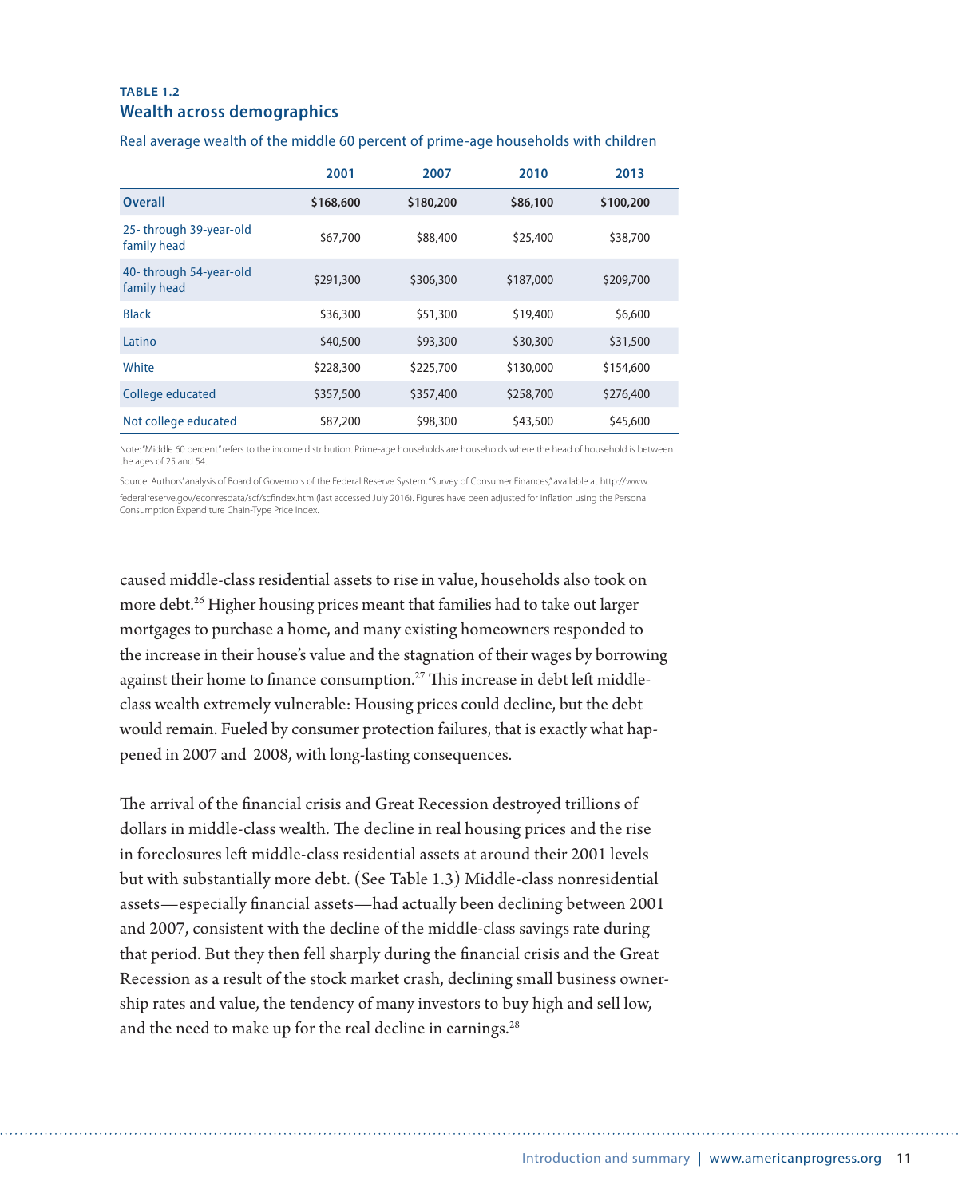**TABLE 1.2**

## Wealth across demographics

Real average wealth of the middle 60 percent of prime-age households with children

| | 2001 | 2007 | 2010 | 2013 |
|---|---|---|---|---|
| **Overall** | **$168,600** | **$180,200** | **$86,100** | **$100,200** |
| 25- through 39-year-old family head | $67,700 | $88,400 | $25,400 | $38,700 |
| 40- through 54-year-old family head | $291,300 | $306,300 | $187,000 | $209,700 |
| Black | $36,300 | $51,300 | $19,400 | $6,600 |
| Latino | $40,500 | $93,300 | $30,300 | $31,500 |
| White | $228,300 | $225,700 | $130,000 | $154,600 |
| College educated | $357,500 | $357,400 | $258,700 | $276,400 |
| Not college educated | $87,200 | $98,300 | $43,500 | $45,600 |

Note: "Middle 60 percent" refers to the income distribution. Prime-age households are households where the head of household is between the ages of 25 and 54.

Source: Authors' analysis of Board of Governors of the Federal Reserve System, "Survey of Consumer Finances," available at http://www.federalreserve.gov/econresdata/scf/scfindex.htm (last accessed July 2016). Figures have been adjusted for inflation using the Personal Consumption Expenditure Chain-Type Price Index.

caused middle-class residential assets to rise in value, households also took on more debt.[26] Higher housing prices meant that families had to take out larger mortgages to purchase a home, and many existing homeowners responded to the increase in their house's value and the stagnation of their wages by borrowing against their home to finance consumption.[27] This increase in debt left middle-class wealth extremely vulnerable: Housing prices could decline, but the debt would remain. Fueled by consumer protection failures, that is exactly what happened in 2007 and 2008, with long-lasting consequences.

The arrival of the financial crisis and Great Recession destroyed trillions of dollars in middle-class wealth. The decline in real housing prices and the rise in foreclosures left middle-class residential assets at around their 2001 levels but with substantially more debt. (See Table 1.3) Middle-class nonresidential assets—especially financial assets—had actually been declining between 2001 and 2007, consistent with the decline of the middle-class savings rate during that period. But they then fell sharply during the financial crisis and the Great Recession as a result of the stock market crash, declining small business ownership rates and value, the tendency of many investors to buy high and sell low, and the need to make up for the real decline in earnings.[28]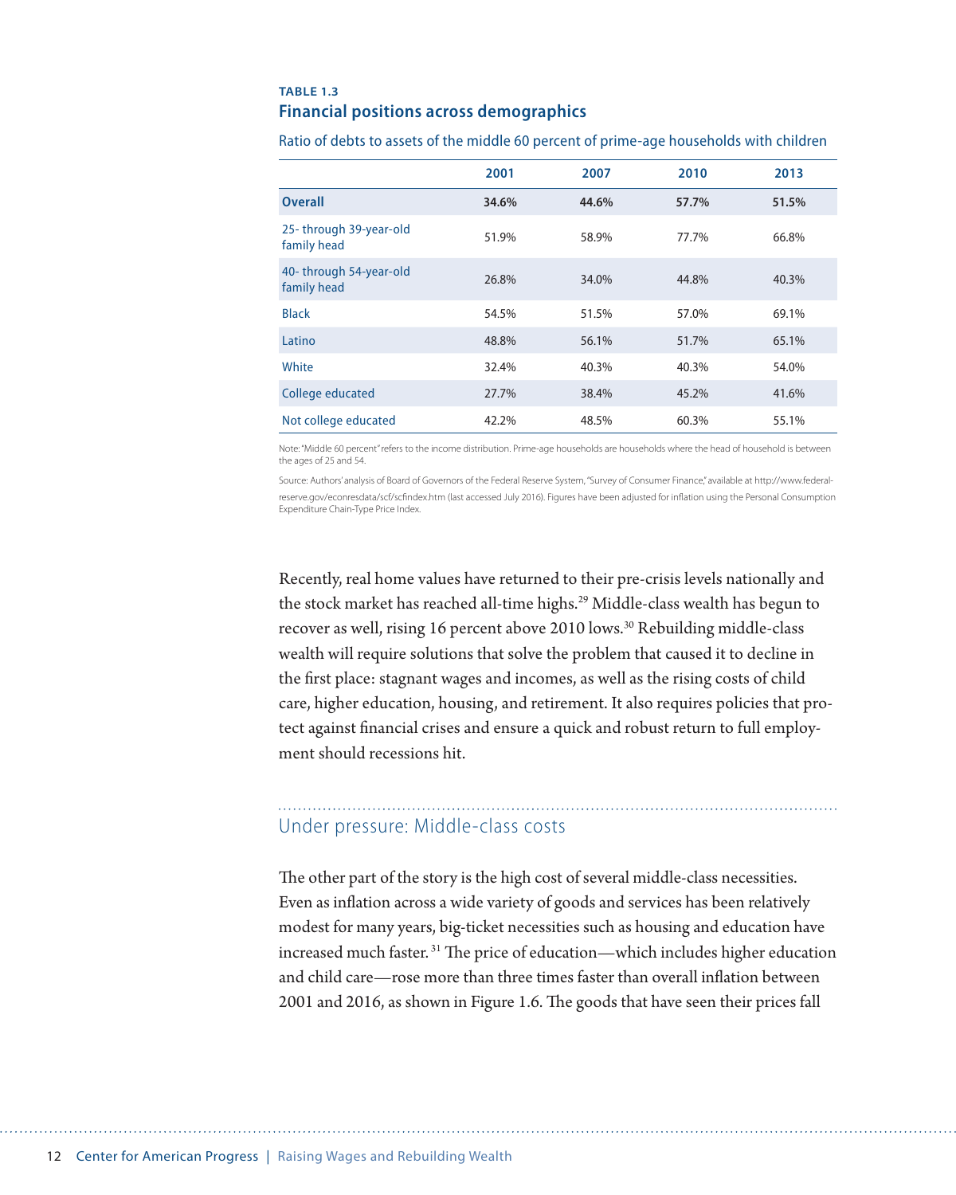**TABLE 1.3**

### Financial positions across demographics

Ratio of debts to assets of the middle 60 percent of prime-age households with children

| | 2001 | 2007 | 2010 | 2013 |
|---|---|---|---|---|
| **Overall** | **34.6%** | **44.6%** | **57.7%** | **51.5%** |
| 25- through 39-year-old family head | 51.9% | 58.9% | 77.7% | 66.8% |
| 40- through 54-year-old family head | 26.8% | 34.0% | 44.8% | 40.3% |
| Black | 54.5% | 51.5% | 57.0% | 69.1% |
| Latino | 48.8% | 56.1% | 51.7% | 65.1% |
| White | 32.4% | 40.3% | 40.3% | 54.0% |
| College educated | 27.7% | 38.4% | 45.2% | 41.6% |
| Not college educated | 42.2% | 48.5% | 60.3% | 55.1% |

Note: "Middle 60 percent" refers to the income distribution. Prime-age households are households where the head of household is between the ages of 25 and 54.

Source: Authors' analysis of Board of Governors of the Federal Reserve System, "Survey of Consumer Finance," available at http://www.federalreserve.gov/econresdata/scf/scfindex.htm (last accessed July 2016). Figures have been adjusted for inflation using the Personal Consumption Expenditure Chain-Type Price Index.

Recently, real home values have returned to their pre-crisis levels nationally and the stock market has reached all-time highs.[29] Middle-class wealth has begun to recover as well, rising 16 percent above 2010 lows.[30] Rebuilding middle-class wealth will require solutions that solve the problem that caused it to decline in the first place: stagnant wages and incomes, as well as the rising costs of child care, higher education, housing, and retirement. It also requires policies that protect against financial crises and ensure a quick and robust return to full employment should recessions hit.

## Under pressure: Middle-class costs

The other part of the story is the high cost of several middle-class necessities. Even as inflation across a wide variety of goods and services has been relatively modest for many years, big-ticket necessities such as housing and education have increased much faster.[31] The price of education—which includes higher education and child care—rose more than three times faster than overall inflation between 2001 and 2016, as shown in Figure 1.6. The goods that have seen their prices fall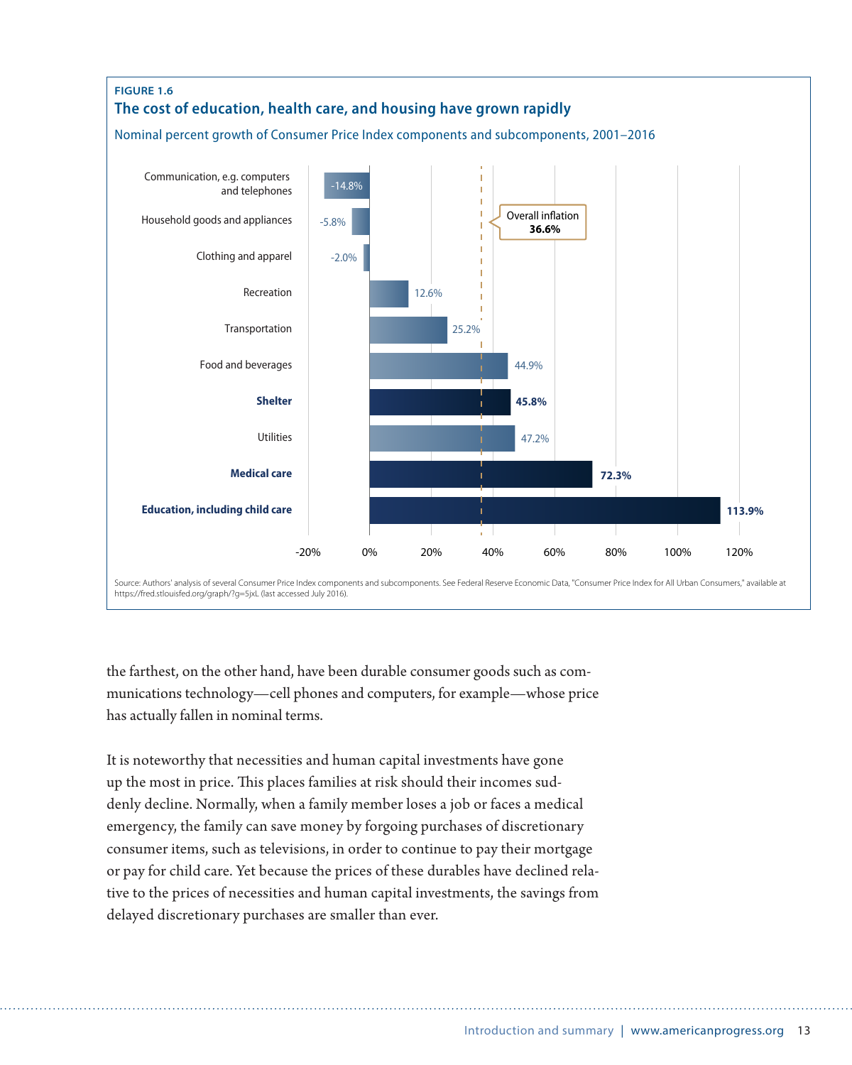**FIGURE 1.6**

**The cost of education, health care, and housing have grown rapidly**

Nominal percent growth of Consumer Price Index components and subcomponents, 2001–2016

| Component | Percent growth |
|---|---|
| Communication, e.g. computers and telephones | -14.8% |
| Household goods and appliances | -5.8% |
| Clothing and apparel | -2.0% |
| Recreation | 12.6% |
| Transportation | 25.2% |
| Food and beverages | 44.9% |
| **Shelter** | **45.8%** |
| Utilities | 47.2% |
| **Medical care** | **72.3%** |
| **Education, including child care** | **113.9%** |

Overall inflation **36.6%**

Source: Authors' analysis of several Consumer Price Index components and subcomponents. See Federal Reserve Economic Data, "Consumer Price Index for All Urban Consumers," available at https://fred.stlouisfed.org/graph/?g=5jxL (last accessed July 2016).

the farthest, on the other hand, have been durable consumer goods such as communications technology—cell phones and computers, for example—whose price has actually fallen in nominal terms.

It is noteworthy that necessities and human capital investments have gone up the most in price. This places families at risk should their incomes suddenly decline. Normally, when a family member loses a job or faces a medical emergency, the family can save money by forgoing purchases of discretionary consumer items, such as televisions, in order to continue to pay their mortgage or pay for child care. Yet because the prices of these durables have declined relative to the prices of necessities and human capital investments, the savings from delayed discretionary purchases are smaller than ever.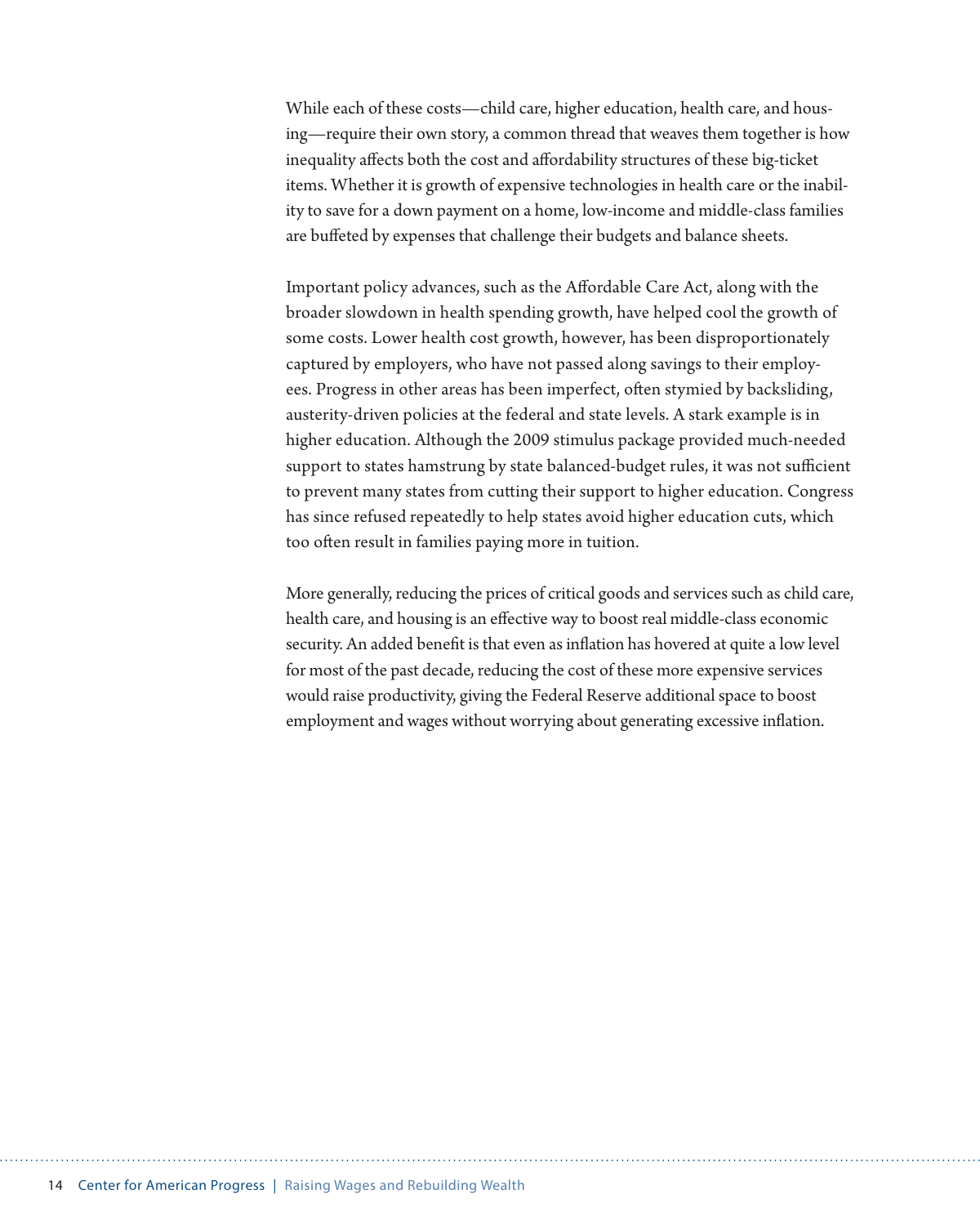While each of these costs—child care, higher education, health care, and housing—require their own story, a common thread that weaves them together is how inequality affects both the cost and affordability structures of these big-ticket items. Whether it is growth of expensive technologies in health care or the inability to save for a down payment on a home, low-income and middle-class families are buffeted by expenses that challenge their budgets and balance sheets.

Important policy advances, such as the Affordable Care Act, along with the broader slowdown in health spending growth, have helped cool the growth of some costs. Lower health cost growth, however, has been disproportionately captured by employers, who have not passed along savings to their employees. Progress in other areas has been imperfect, often stymied by backsliding, austerity-driven policies at the federal and state levels. A stark example is in higher education. Although the 2009 stimulus package provided much-needed support to states hamstrung by state balanced-budget rules, it was not sufficient to prevent many states from cutting their support to higher education. Congress has since refused repeatedly to help states avoid higher education cuts, which too often result in families paying more in tuition.

More generally, reducing the prices of critical goods and services such as child care, health care, and housing is an effective way to boost real middle-class economic security. An added benefit is that even as inflation has hovered at quite a low level for most of the past decade, reducing the cost of these more expensive services would raise productivity, giving the Federal Reserve additional space to boost employment and wages without worrying about generating excessive inflation.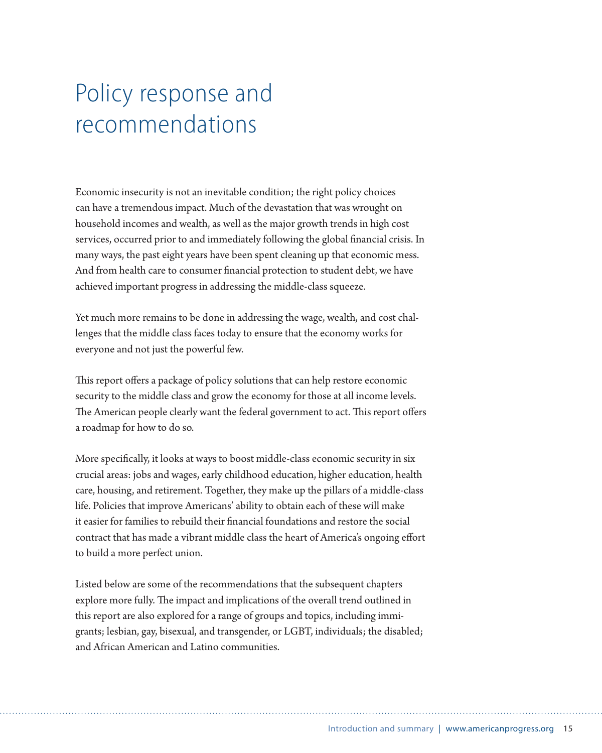# Policy response and recommendations

Economic insecurity is not an inevitable condition; the right policy choices can have a tremendous impact. Much of the devastation that was wrought on household incomes and wealth, as well as the major growth trends in high cost services, occurred prior to and immediately following the global financial crisis. In many ways, the past eight years have been spent cleaning up that economic mess. And from health care to consumer financial protection to student debt, we have achieved important progress in addressing the middle-class squeeze.

Yet much more remains to be done in addressing the wage, wealth, and cost challenges that the middle class faces today to ensure that the economy works for everyone and not just the powerful few.

This report offers a package of policy solutions that can help restore economic security to the middle class and grow the economy for those at all income levels. The American people clearly want the federal government to act. This report offers a roadmap for how to do so.

More specifically, it looks at ways to boost middle-class economic security in six crucial areas: jobs and wages, early childhood education, higher education, health care, housing, and retirement. Together, they make up the pillars of a middle-class life. Policies that improve Americans' ability to obtain each of these will make it easier for families to rebuild their financial foundations and restore the social contract that has made a vibrant middle class the heart of America's ongoing effort to build a more perfect union.

Listed below are some of the recommendations that the subsequent chapters explore more fully. The impact and implications of the overall trend outlined in this report are also explored for a range of groups and topics, including immigrants; lesbian, gay, bisexual, and transgender, or LGBT, individuals; the disabled; and African American and Latino communities.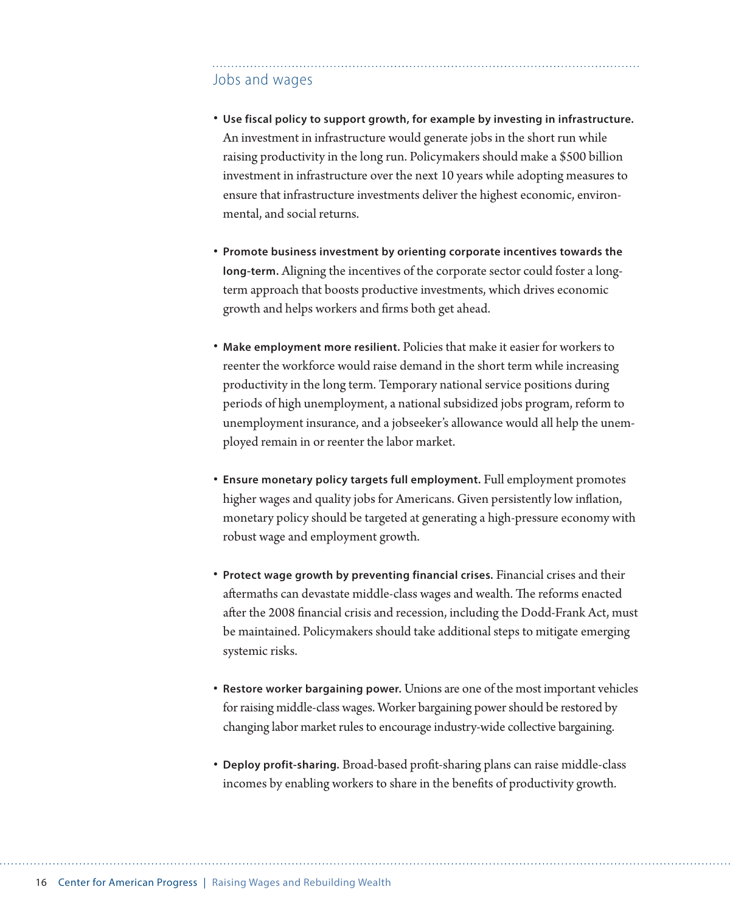## Jobs and wages

- **Use fiscal policy to support growth, for example by investing in infrastructure.** An investment in infrastructure would generate jobs in the short run while raising productivity in the long run. Policymakers should make a $500 billion investment in infrastructure over the next 10 years while adopting measures to ensure that infrastructure investments deliver the highest economic, environmental, and social returns.

- **Promote business investment by orienting corporate incentives towards the long-term.** Aligning the incentives of the corporate sector could foster a long-term approach that boosts productive investments, which drives economic growth and helps workers and firms both get ahead.

- **Make employment more resilient.** Policies that make it easier for workers to reenter the workforce would raise demand in the short term while increasing productivity in the long term. Temporary national service positions during periods of high unemployment, a national subsidized jobs program, reform to unemployment insurance, and a jobseeker's allowance would all help the unemployed remain in or reenter the labor market.

- **Ensure monetary policy targets full employment.** Full employment promotes higher wages and quality jobs for Americans. Given persistently low inflation, monetary policy should be targeted at generating a high-pressure economy with robust wage and employment growth.

- **Protect wage growth by preventing financial crises.** Financial crises and their aftermaths can devastate middle-class wages and wealth. The reforms enacted after the 2008 financial crisis and recession, including the Dodd-Frank Act, must be maintained. Policymakers should take additional steps to mitigate emerging systemic risks.

- **Restore worker bargaining power.** Unions are one of the most important vehicles for raising middle-class wages. Worker bargaining power should be restored by changing labor market rules to encourage industry-wide collective bargaining.

- **Deploy profit-sharing.** Broad-based profit-sharing plans can raise middle-class incomes by enabling workers to share in the benefits of productivity growth.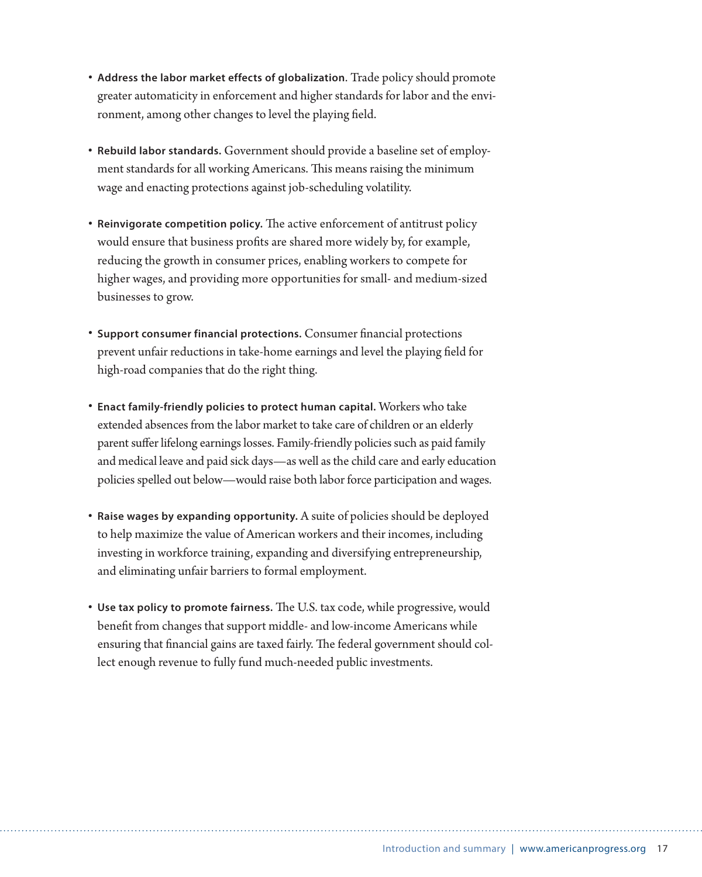- **Address the labor market effects of globalization.** Trade policy should promote greater automaticity in enforcement and higher standards for labor and the environment, among other changes to level the playing field.

- **Rebuild labor standards.** Government should provide a baseline set of employment standards for all working Americans. This means raising the minimum wage and enacting protections against job-scheduling volatility.

- **Reinvigorate competition policy.** The active enforcement of antitrust policy would ensure that business profits are shared more widely by, for example, reducing the growth in consumer prices, enabling workers to compete for higher wages, and providing more opportunities for small- and medium-sized businesses to grow.

- **Support consumer financial protections.** Consumer financial protections prevent unfair reductions in take-home earnings and level the playing field for high-road companies that do the right thing.

- **Enact family-friendly policies to protect human capital.** Workers who take extended absences from the labor market to take care of children or an elderly parent suffer lifelong earnings losses. Family-friendly policies such as paid family and medical leave and paid sick days—as well as the child care and early education policies spelled out below—would raise both labor force participation and wages.

- **Raise wages by expanding opportunity.** A suite of policies should be deployed to help maximize the value of American workers and their incomes, including investing in workforce training, expanding and diversifying entrepreneurship, and eliminating unfair barriers to formal employment.

- **Use tax policy to promote fairness.** The U.S. tax code, while progressive, would benefit from changes that support middle- and low-income Americans while ensuring that financial gains are taxed fairly. The federal government should collect enough revenue to fully fund much-needed public investments.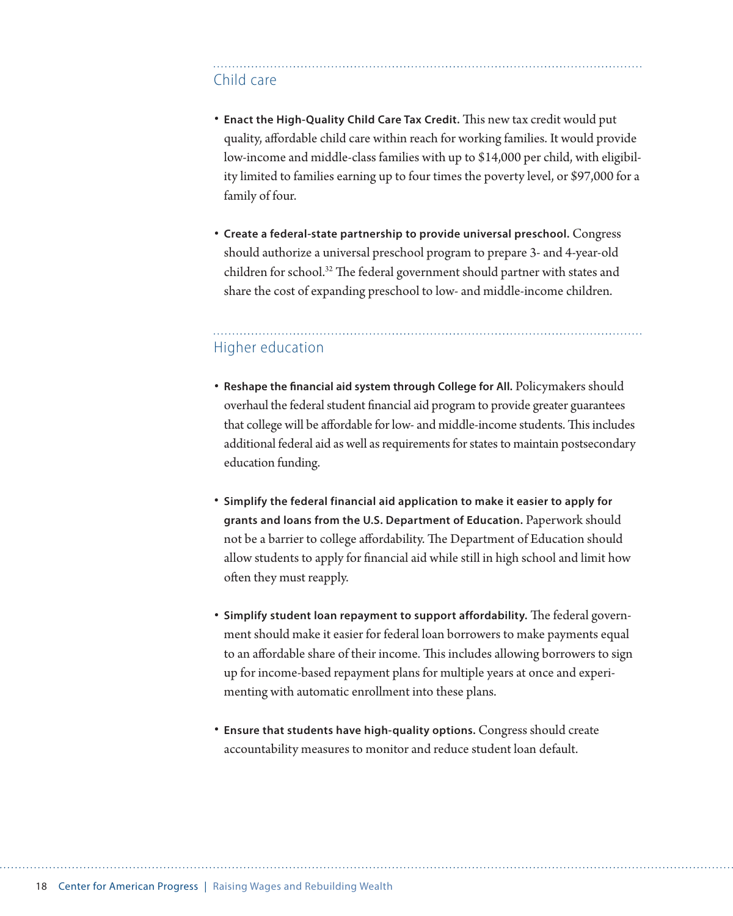## Child care

- **Enact the High-Quality Child Care Tax Credit.** This new tax credit would put quality, affordable child care within reach for working families. It would provide low-income and middle-class families with up to $14,000 per child, with eligibility limited to families earning up to four times the poverty level, or $97,000 for a family of four.

- **Create a federal-state partnership to provide universal preschool.** Congress should authorize a universal preschool program to prepare 3- and 4-year-old children for school.[32] The federal government should partner with states and share the cost of expanding preschool to low- and middle-income children.

## Higher education

- **Reshape the financial aid system through College for All.** Policymakers should overhaul the federal student financial aid program to provide greater guarantees that college will be affordable for low- and middle-income students. This includes additional federal aid as well as requirements for states to maintain postsecondary education funding.

- **Simplify the federal financial aid application to make it easier to apply for grants and loans from the U.S. Department of Education.** Paperwork should not be a barrier to college affordability. The Department of Education should allow students to apply for financial aid while still in high school and limit how often they must reapply.

- **Simplify student loan repayment to support affordability.** The federal government should make it easier for federal loan borrowers to make payments equal to an affordable share of their income. This includes allowing borrowers to sign up for income-based repayment plans for multiple years at once and experimenting with automatic enrollment into these plans.

- **Ensure that students have high-quality options.** Congress should create accountability measures to monitor and reduce student loan default.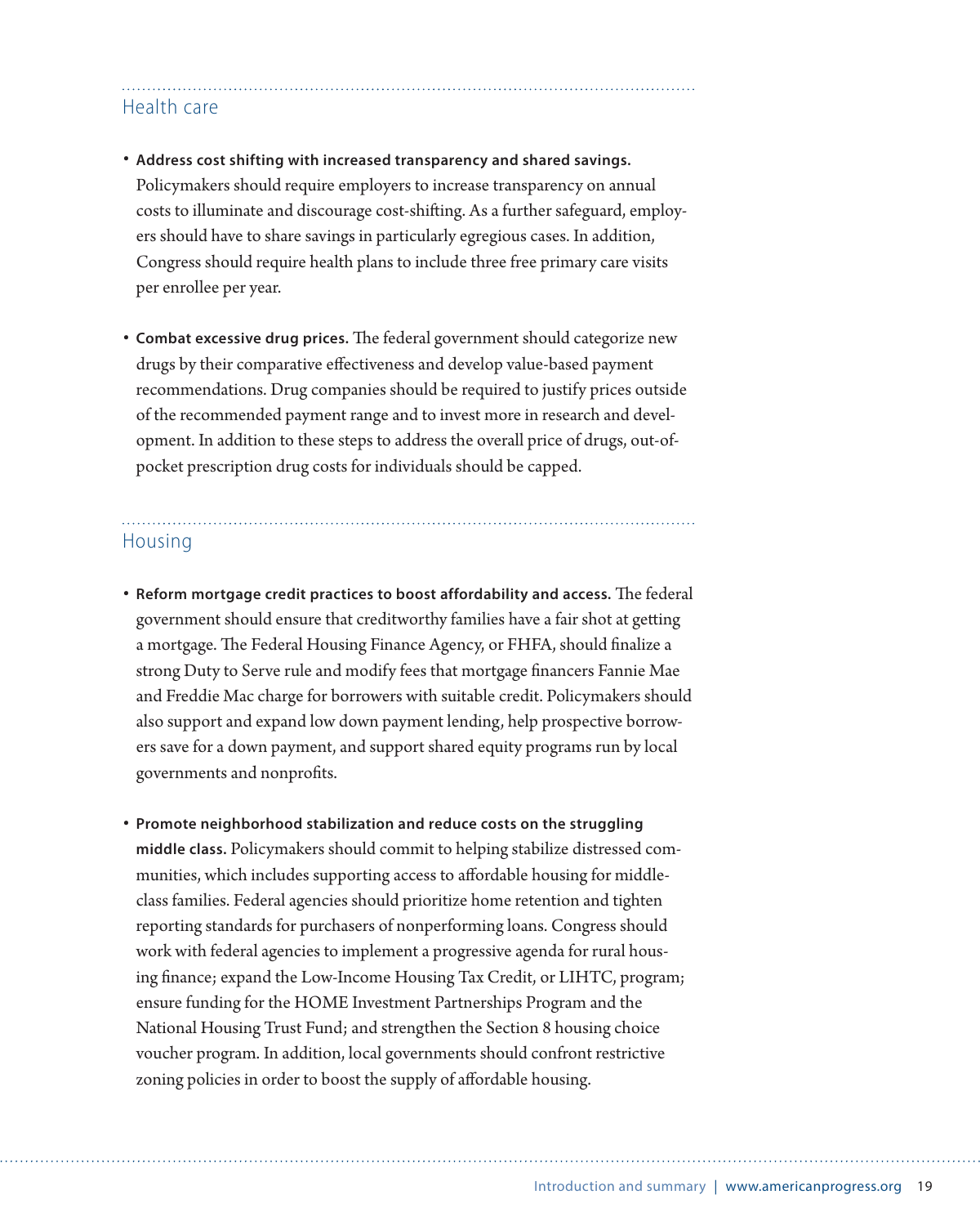## Health care

- **Address cost shifting with increased transparency and shared savings.** Policymakers should require employers to increase transparency on annual costs to illuminate and discourage cost-shifting. As a further safeguard, employers should have to share savings in particularly egregious cases. In addition, Congress should require health plans to include three free primary care visits per enrollee per year.

- **Combat excessive drug prices.** The federal government should categorize new drugs by their comparative effectiveness and develop value-based payment recommendations. Drug companies should be required to justify prices outside of the recommended payment range and to invest more in research and development. In addition to these steps to address the overall price of drugs, out-of-pocket prescription drug costs for individuals should be capped.

## Housing

- **Reform mortgage credit practices to boost affordability and access.** The federal government should ensure that creditworthy families have a fair shot at getting a mortgage. The Federal Housing Finance Agency, or FHFA, should finalize a strong Duty to Serve rule and modify fees that mortgage financers Fannie Mae and Freddie Mac charge for borrowers with suitable credit. Policymakers should also support and expand low down payment lending, help prospective borrowers save for a down payment, and support shared equity programs run by local governments and nonprofits.

- **Promote neighborhood stabilization and reduce costs on the struggling middle class.** Policymakers should commit to helping stabilize distressed communities, which includes supporting access to affordable housing for middle-class families. Federal agencies should prioritize home retention and tighten reporting standards for purchasers of nonperforming loans. Congress should work with federal agencies to implement a progressive agenda for rural housing finance; expand the Low-Income Housing Tax Credit, or LIHTC, program; ensure funding for the HOME Investment Partnerships Program and the National Housing Trust Fund; and strengthen the Section 8 housing choice voucher program. In addition, local governments should confront restrictive zoning policies in order to boost the supply of affordable housing.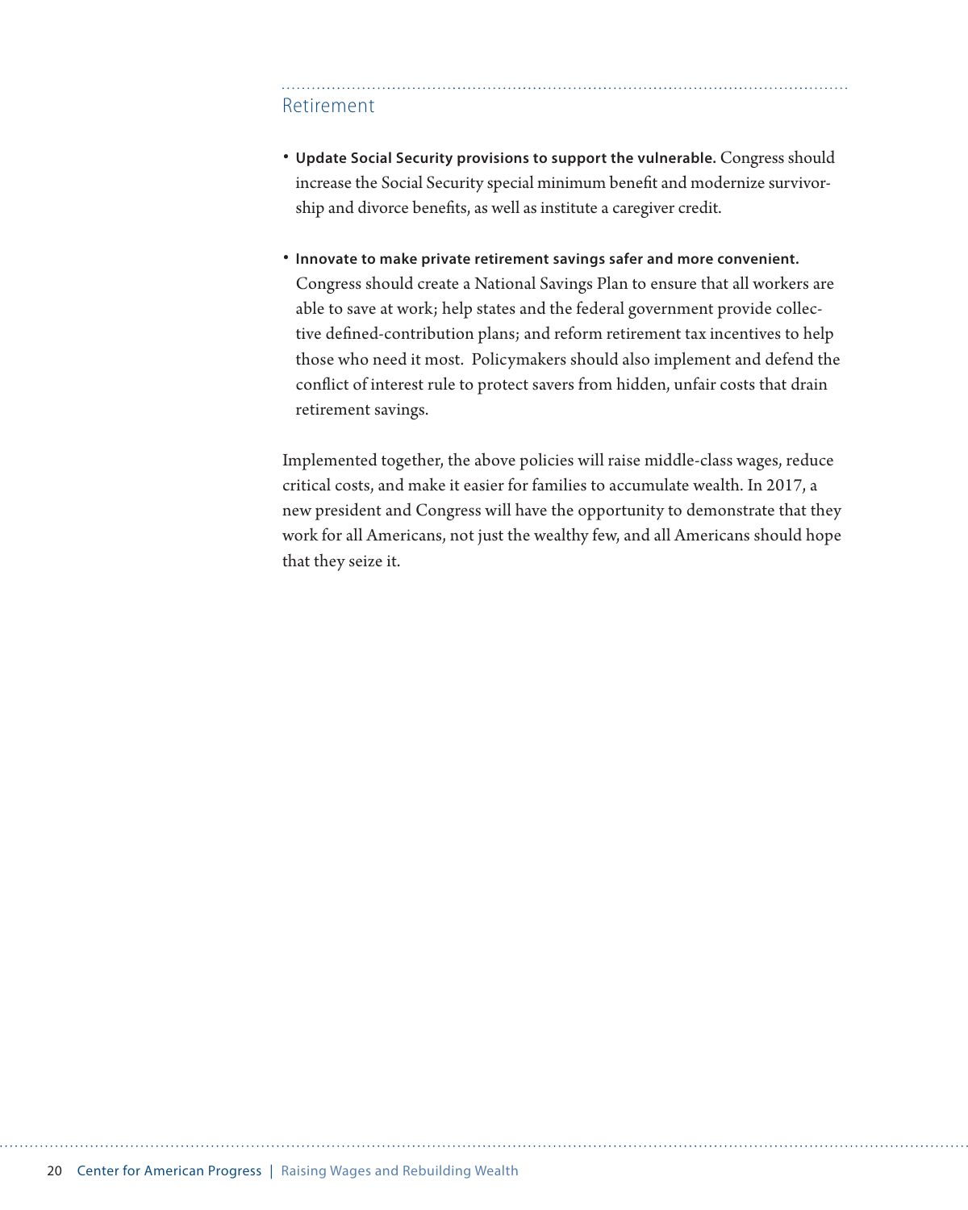### Retirement

- **Update Social Security provisions to support the vulnerable.** Congress should increase the Social Security special minimum benefit and modernize survivorship and divorce benefits, as well as institute a caregiver credit.
- **Innovate to make private retirement savings safer and more convenient.** Congress should create a National Savings Plan to ensure that all workers are able to save at work; help states and the federal government provide collective defined-contribution plans; and reform retirement tax incentives to help those who need it most. Policymakers should also implement and defend the conflict of interest rule to protect savers from hidden, unfair costs that drain retirement savings.

Implemented together, the above policies will raise middle-class wages, reduce critical costs, and make it easier for families to accumulate wealth. In 2017, a new president and Congress will have the opportunity to demonstrate that they work for all Americans, not just the wealthy few, and all Americans should hope that they seize it.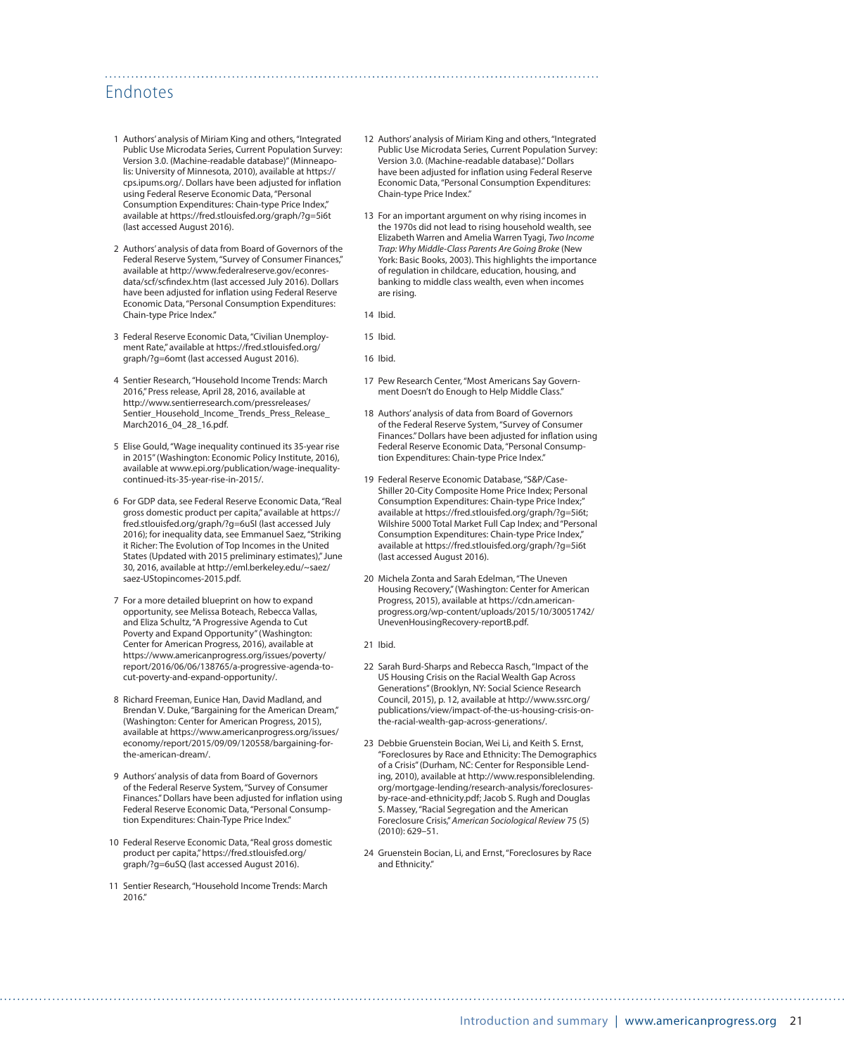## Endnotes

1. Authors' analysis of Miriam King and others, "Integrated Public Use Microdata Series, Current Population Survey: Version 3.0. (Machine-readable database)" (Minneapolis: University of Minnesota, 2010), available at https://cps.ipums.org/. Dollars have been adjusted for inflation using Federal Reserve Economic Data, "Personal Consumption Expenditures: Chain-type Price Index," available at https://fred.stlouisfed.org/graph/?g=5i6t (last accessed August 2016).

2. Authors' analysis of data from Board of Governors of the Federal Reserve System, "Survey of Consumer Finances," available at http://www.federalreserve.gov/econresdata/scf/scfindex.htm (last accessed July 2016). Dollars have been adjusted for inflation using Federal Reserve Economic Data, "Personal Consumption Expenditures: Chain-type Price Index."

3. Federal Reserve Economic Data, "Civilian Unemployment Rate," available at https://fred.stlouisfed.org/graph/?g=6omt (last accessed August 2016).

4. Sentier Research, "Household Income Trends: March 2016," Press release, April 28, 2016, available at http://www.sentierresearch.com/pressreleases/Sentier_Household_Income_Trends_Press_Release_March2016_04_28_16.pdf.

5. Elise Gould, "Wage inequality continued its 35-year rise in 2015" (Washington: Economic Policy Institute, 2016), available at www.epi.org/publication/wage-inequality-continued-its-35-year-rise-in-2015/.

6. For GDP data, see Federal Reserve Economic Data, "Real gross domestic product per capita," available at https://fred.stlouisfed.org/graph/?g=6uSl (last accessed July 2016); for inequality data, see Emmanuel Saez, "Striking it Richer: The Evolution of Top Incomes in the United States (Updated with 2015 preliminary estimates)," June 30, 2016, available at http://eml.berkeley.edu/~saez/saez-UStopincomes-2015.pdf.

7. For a more detailed blueprint on how to expand opportunity, see Melissa Boteach, Rebecca Vallas, and Eliza Schultz, "A Progressive Agenda to Cut Poverty and Expand Opportunity" (Washington: Center for American Progress, 2016), available at https://www.americanprogress.org/issues/poverty/report/2016/06/06/138765/a-progressive-agenda-to-cut-poverty-and-expand-opportunity/.

8. Richard Freeman, Eunice Han, David Madland, and Brendan V. Duke, "Bargaining for the American Dream," (Washington: Center for American Progress, 2015), available at https://www.americanprogress.org/issues/economy/report/2015/09/09/120558/bargaining-for-the-american-dream/.

9. Authors' analysis of data from Board of Governors of the Federal Reserve System, "Survey of Consumer Finances." Dollars have been adjusted for inflation using Federal Reserve Economic Data, "Personal Consumption Expenditures: Chain-Type Price Index."

10. Federal Reserve Economic Data, "Real gross domestic product per capita," https://fred.stlouisfed.org/graph/?g=6uSQ (last accessed August 2016).

11. Sentier Research, "Household Income Trends: March 2016."

12. Authors' analysis of Miriam King and others, "Integrated Public Use Microdata Series, Current Population Survey: Version 3.0. (Machine-readable database)." Dollars have been adjusted for inflation using Federal Reserve Economic Data, "Personal Consumption Expenditures: Chain-type Price Index."

13. For an important argument on why rising incomes in the 1970s did not lead to rising household wealth, see Elizabeth Warren and Amelia Warren Tyagi, *Two Income Trap: Why Middle-Class Parents Are Going Broke* (New York: Basic Books, 2003). This highlights the importance of regulation in childcare, education, housing, and banking to middle class wealth, even when incomes are rising.

14. Ibid.

15. Ibid.

16. Ibid.

17. Pew Research Center, "Most Americans Say Government Doesn't do Enough to Help Middle Class."

18. Authors' analysis of data from Board of Governors of the Federal Reserve System, "Survey of Consumer Finances." Dollars have been adjusted for inflation using Federal Reserve Economic Data, "Personal Consumption Expenditures: Chain-type Price Index."

19. Federal Reserve Economic Database, "S&P/Case-Shiller 20-City Composite Home Price Index; Personal Consumption Expenditures: Chain-type Price Index;" available at https://fred.stlouisfed.org/graph/?g=5i6t; Wilshire 5000 Total Market Full Cap Index; and "Personal Consumption Expenditures: Chain-type Price Index," available at https://fred.stlouisfed.org/graph/?g=5i6t (last accessed August 2016).

20. Michela Zonta and Sarah Edelman, "The Uneven Housing Recovery," (Washington: Center for American Progress, 2015), available at https://cdn.americanprogress.org/wp-content/uploads/2015/10/30051742/UnevenHousingRecovery-reportB.pdf.

21. Ibid.

22. Sarah Burd-Sharps and Rebecca Rasch, "Impact of the US Housing Crisis on the Racial Wealth Gap Across Generations" (Brooklyn, NY: Social Science Research Council, 2015), p. 12, available at http://www.ssrc.org/publications/view/impact-of-the-us-housing-crisis-on-the-racial-wealth-gap-across-generations/.

23. Debbie Gruenstein Bocian, Wei Li, and Keith S. Ernst, "Foreclosures by Race and Ethnicity: The Demographics of a Crisis" (Durham, NC: Center for Responsible Lending, 2010), available at http://www.responsiblelending.org/mortgage-lending/research-analysis/foreclosures-by-race-and-ethnicity.pdf; Jacob S. Rugh and Douglas S. Massey, "Racial Segregation and the American Foreclosure Crisis," *American Sociological Review* 75 (5) (2010): 629–51.

24. Gruenstein Bocian, Li, and Ernst, "Foreclosures by Race and Ethnicity."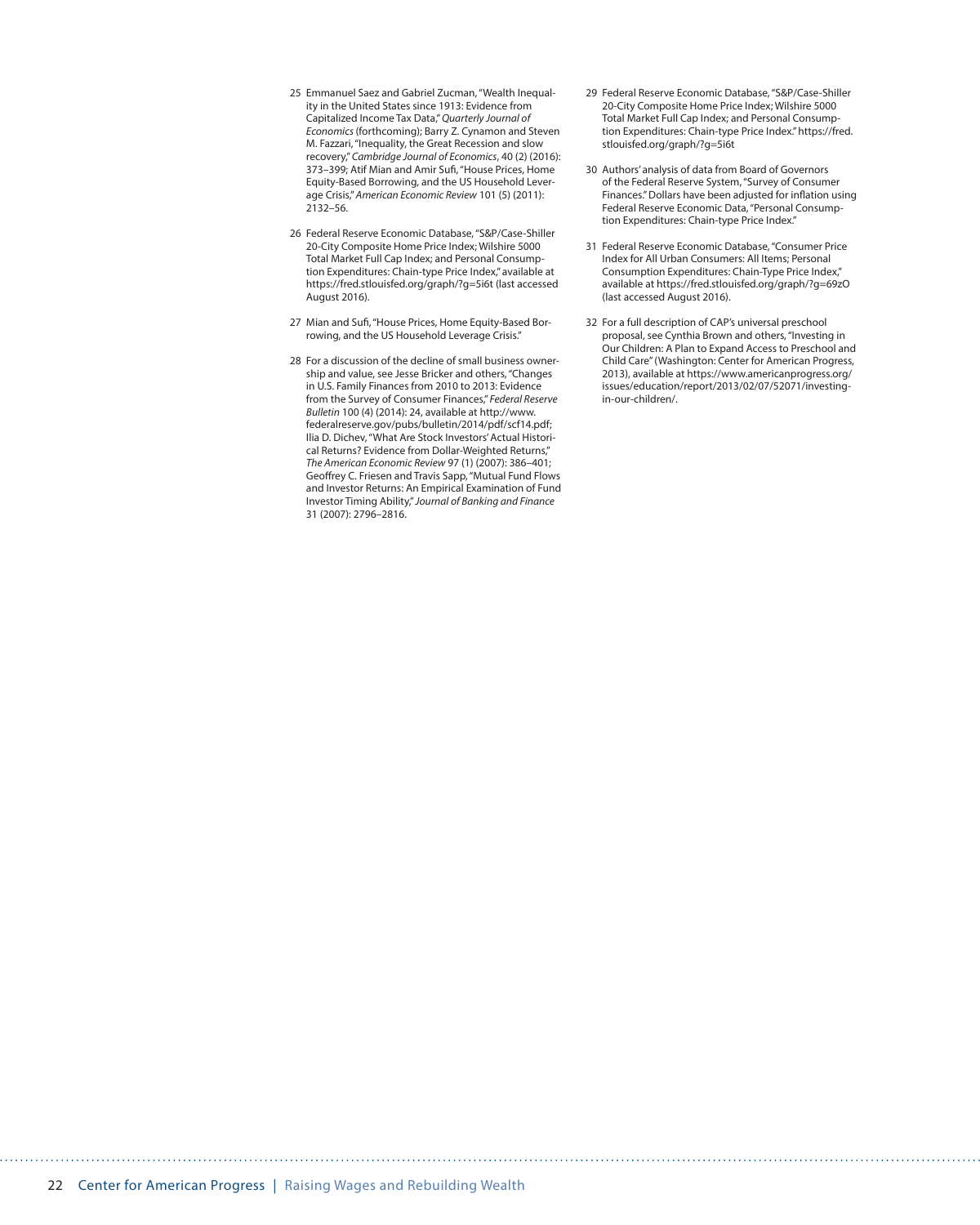25 Emmanuel Saez and Gabriel Zucman, "Wealth Inequality in the United States since 1913: Evidence from Capitalized Income Tax Data," *Quarterly Journal of Economics* (forthcoming); Barry Z. Cynamon and Steven M. Fazzari, "Inequality, the Great Recession and slow recovery," *Cambridge Journal of Economics*, 40 (2) (2016): 373–399; Atif Mian and Amir Sufi, "House Prices, Home Equity-Based Borrowing, and the US Household Leverage Crisis," *American Economic Review* 101 (5) (2011): 2132–56.

26 Federal Reserve Economic Database, "S&P/Case-Shiller 20-City Composite Home Price Index; Wilshire 5000 Total Market Full Cap Index; and Personal Consumption Expenditures: Chain-type Price Index," available at https://fred.stlouisfed.org/graph/?g=5i6t (last accessed August 2016).

27 Mian and Sufi, "House Prices, Home Equity-Based Borrowing, and the US Household Leverage Crisis."

28 For a discussion of the decline of small business ownership and value, see Jesse Bricker and others, "Changes in U.S. Family Finances from 2010 to 2013: Evidence from the Survey of Consumer Finances," *Federal Reserve Bulletin* 100 (4) (2014): 24, available at http://www.federalreserve.gov/pubs/bulletin/2014/pdf/scf14.pdf; Ilia D. Dichev, "What Are Stock Investors' Actual Historical Returns? Evidence from Dollar-Weighted Returns," *The American Economic Review* 97 (1) (2007): 386–401; Geoffrey C. Friesen and Travis Sapp, "Mutual Fund Flows and Investor Returns: An Empirical Examination of Fund Investor Timing Ability," *Journal of Banking and Finance* 31 (2007): 2796–2816.

29 Federal Reserve Economic Database, "S&P/Case-Shiller 20-City Composite Home Price Index; Wilshire 5000 Total Market Full Cap Index; and Personal Consumption Expenditures: Chain-type Price Index." https://fred.stlouisfed.org/graph/?g=5i6t

30 Authors' analysis of data from Board of Governors of the Federal Reserve System, "Survey of Consumer Finances." Dollars have been adjusted for inflation using Federal Reserve Economic Data, "Personal Consumption Expenditures: Chain-type Price Index."

31 Federal Reserve Economic Database, "Consumer Price Index for All Urban Consumers: All Items; Personal Consumption Expenditures: Chain-Type Price Index," available at https://fred.stlouisfed.org/graph/?g=69zO (last accessed August 2016).

32 For a full description of CAP's universal preschool proposal, see Cynthia Brown and others, "Investing in Our Children: A Plan to Expand Access to Preschool and Child Care" (Washington: Center for American Progress, 2013), available at https://www.americanprogress.org/issues/education/report/2013/02/07/52071/investing-in-our-children/.